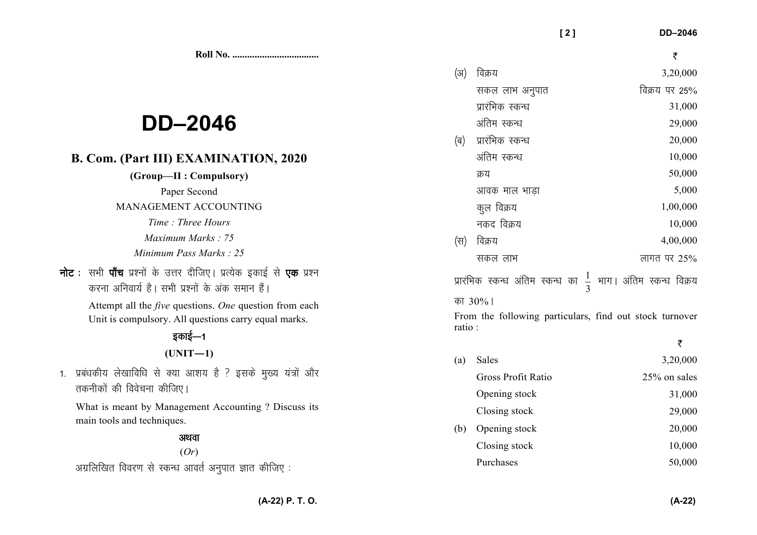Roll No. ...................................

# DD–2046

## B. Com. (Part III) EXAMINATION, 2020

**(Group—II : Compulsory)**

Paper Second

MANAGEMENT ACCOUNTING

*Time : Three Hours*

*Maximum Marks : 75*

*Minimum Pass Marks : 25*

**नोट :** सभी **पाँच** प्रश्नों के उत्तर दीजिए। प्रत्येक इकाई से **एक** प्रश्न करना अनिवार्य है। सभी प्रश्नों के अंक समान हैं।

Attempt all the *five* questions. *One* question from each Unit is compulsory. All questions carry equal marks.

### इकाई—1

### (UNIT—1)

1. प्रबंधकीय लेखाविधि से क्या आशय है ? इसके मुख्य यंत्रों और तकनीकों की विवेचना कीजिए।

What is meant by Management Accounting ? Discuss its main tools and techniques.

**अथवा**

(*Or*)

अग्रलिखित विवरण से स्कन्ध आवर्त अनुपात ज्ञात कीजिए :

| | | ₹ |
|---|---|---|
| (अ) | विक्रय | 3,20,000 |
| | सकल लाभ अनुपात | विक्रय पर 25% |
| | प्रारंभिक स्कन्ध | 31,000 |
| | अंतिम स्कन्ध | 29,000 |
| (ब) | प्रारंभिक स्कन्ध | 20,000 |
| | अंतिम स्कन्ध | 10,000 |
| | क्रय | 50,000 |
| | आवक माल भाड़ा | 5,000 |
| | कुल विक्रय | 1,00,000 |
| | नकद विक्रय | 10,000 |
| (स) | विक्रय | 4,00,000 |
| | सकल लाभ | लागत पर 25% |

प्रारंभिक स्कन्ध अंतिम स्कन्ध का $\frac{1}{3}$ भाग। अंतिम स्कन्ध विक्रय का 30%।

From the following particulars, find out stock turnover ratio :

| | | ₹ |
|---|---|---|
| (a) | Sales | 3,20,000 |
| | Gross Profit Ratio | 25% on sales |
| | Opening stock | 31,000 |
| | Closing stock | 29,000 |
| (b) | Opening stock | 20,000 |
| | Closing stock | 10,000 |
| | Purchases | 50,000 |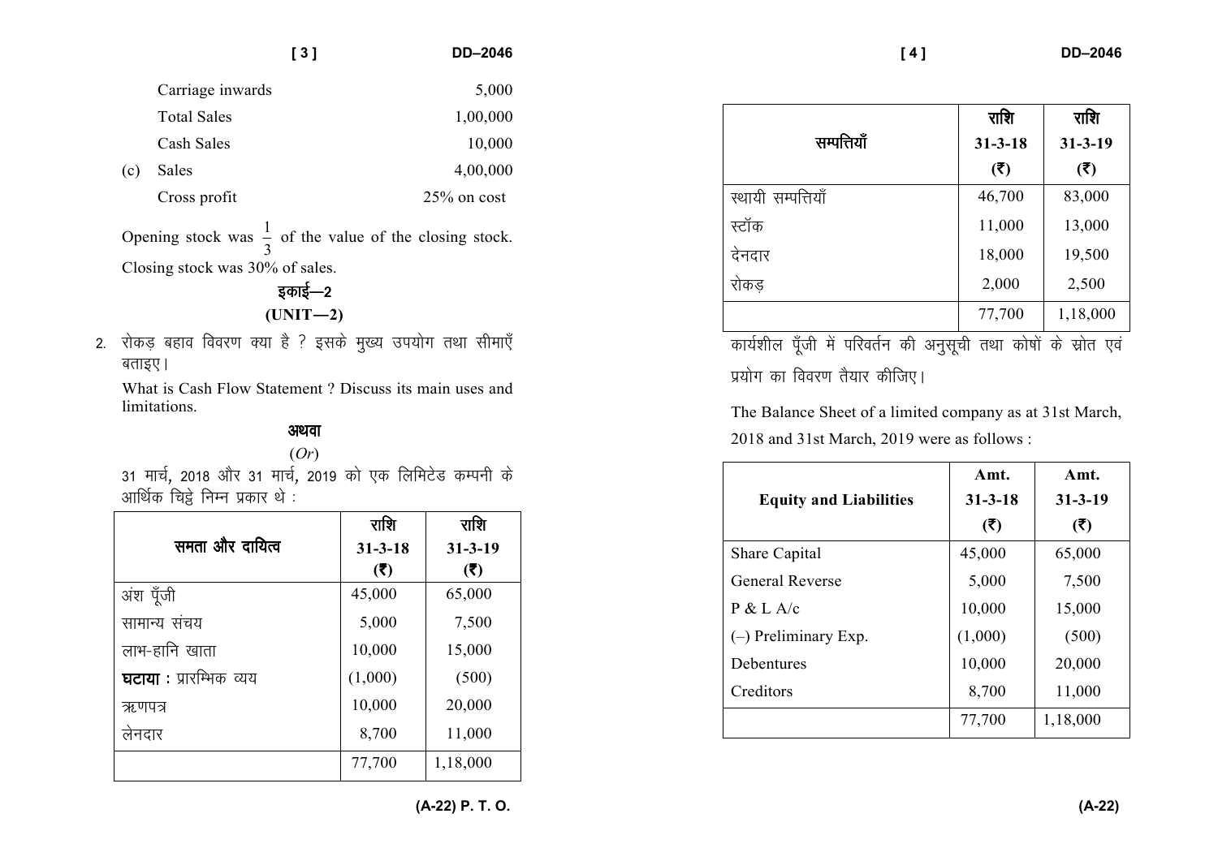Carriage inwards 5,000

Total Sales 1,00,000

Cash Sales 10,000

(c) Sales 4,00,000

Cross profit 25% on cost

Opening stock was $\frac{1}{3}$ of the value of the closing stock. Closing stock was 30% of sales.

## इकाई—2

## (UNIT—2)

2. रोकड़ बहाव विवरण क्या है ? इसके मुख्य उपयोग तथा सीमाएँ बताइए।

What is Cash Flow Statement ? Discuss its main uses and limitations.

**अथवा**

(*Or*)

31 मार्च, 2018 और 31 मार्च, 2019 को एक लिमिटेड कम्पनी के आर्थिक चिट्ठे निम्न प्रकार थे :

| समता और दायित्व | राशि 31-3-18 (₹) | राशि 31-3-19 (₹) |
|---|---|---|
| अंश पूँजी | 45,000 | 65,000 |
| सामान्य संचय | 5,000 | 7,500 |
| लाभ-हानि खाता | 10,000 | 15,000 |
| **घटाया :** प्रारम्भिक व्यय | (1,000) | (500) |
| ऋणपत्र | 10,000 | 20,000 |
| लेनदार | 8,700 | 11,000 |
| | 77,700 | 1,18,000 |

| सम्पत्तियाँ | राशि 31-3-18 (₹) | राशि 31-3-19 (₹) |
|---|---|---|
| स्थायी सम्पत्तियाँ | 46,700 | 83,000 |
| स्टॉक | 11,000 | 13,000 |
| देनदार | 18,000 | 19,500 |
| रोकड़ | 2,000 | 2,500 |
| | 77,700 | 1,18,000 |

कार्यशील पूँजी में परिवर्तन की अनुसूची तथा कोषों के स्रोत एवं प्रयोग का विवरण तैयार कीजिए।

The Balance Sheet of a limited company as at 31st March, 2018 and 31st March, 2019 were as follows :

| Equity and Liabilities | Amt. 31-3-18 (₹) | Amt. 31-3-19 (₹) |
|---|---|---|
| Share Capital | 45,000 | 65,000 |
| General Reverse | 5,000 | 7,500 |
| P & L A/c | 10,000 | 15,000 |
| (–) Preliminary Exp. | (1,000) | (500) |
| Debentures | 10,000 | 20,000 |
| Creditors | 8,700 | 11,000 |
| | 77,700 | 1,18,000 |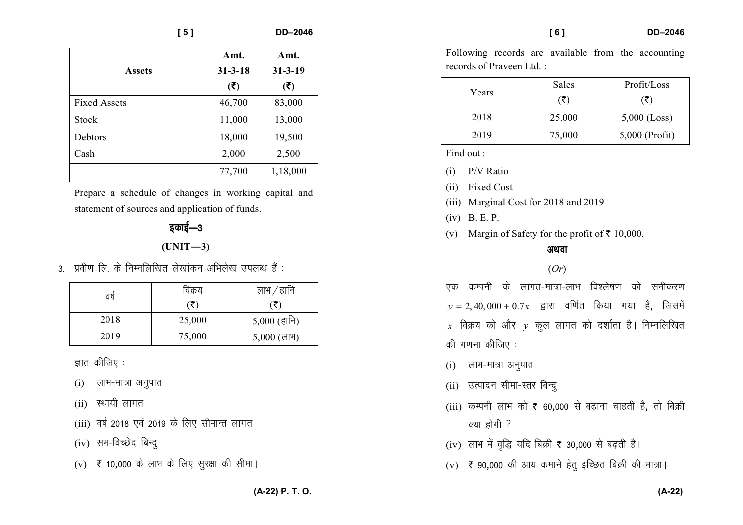| Assets | Amt. 31-3-18 (₹) | Amt. 31-3-19 (₹) |
|---|---|---|
| Fixed Assets | 46,700 | 83,000 |
| Stock | 11,000 | 13,000 |
| Debtors | 18,000 | 19,500 |
| Cash | 2,000 | 2,500 |
| | 77,700 | 1,18,000 |

Prepare a schedule of changes in working capital and statement of sources and application of funds.

## इकाई—3

## (UNIT—3)

3. प्रवीण लि. के निम्नलिखित लेखांकन अभिलेख उपलब्ध हैं :

| वर्ष | विक्रय (₹) | लाभ/हानि (₹) |
|---|---|---|
| 2018 | 25,000 | 5,000 (हानि) |
| 2019 | 75,000 | 5,000 (लाभ) |

ज्ञात कीजिए :

(i) लाभ-मात्रा अनुपात

(ii) स्थायी लागत

(iii) वर्ष 2018 एवं 2019 के लिए सीमान्त लागत

(iv) सम-विच्छेद बिन्दु

(v) ₹ 10,000 के लाभ के लिए सुरक्षा की सीमा।

Following records are available from the accounting records of Praveen Ltd. :

| Years | Sales (₹) | Profit/Loss (₹) |
|---|---|---|
| 2018 | 25,000 | 5,000 (Loss) |
| 2019 | 75,000 | 5,000 (Profit) |

Find out :

(i) P/V Ratio

(ii) Fixed Cost

(iii) Marginal Cost for 2018 and 2019

(iv) B. E. P.

(v) Margin of Safety for the profit of ₹ 10,000.

**अथवा**

(*Or*)

एक कम्पनी के लागत-मात्रा-लाभ विश्लेषण को समीकरण $y = 2,40,000 + 0.7x$ द्वारा वर्णित किया गया है, जिसमें $x$ विक्रय को और $y$ कुल लागत को दर्शाता है। निम्नलिखित की गणना कीजिए :

(i) लाभ-मात्रा अनुपात

(ii) उत्पादन सीमा-स्तर बिन्दु

(iii) कम्पनी लाभ को ₹ 60,000 से बढ़ाना चाहती है, तो बिक्री क्या होगी ?

(iv) लाभ में वृद्धि यदि बिक्री ₹ 30,000 से बढ़ती है।

(v) ₹ 90,000 की आय कमाने हेतु इच्छित बिक्री की मात्रा।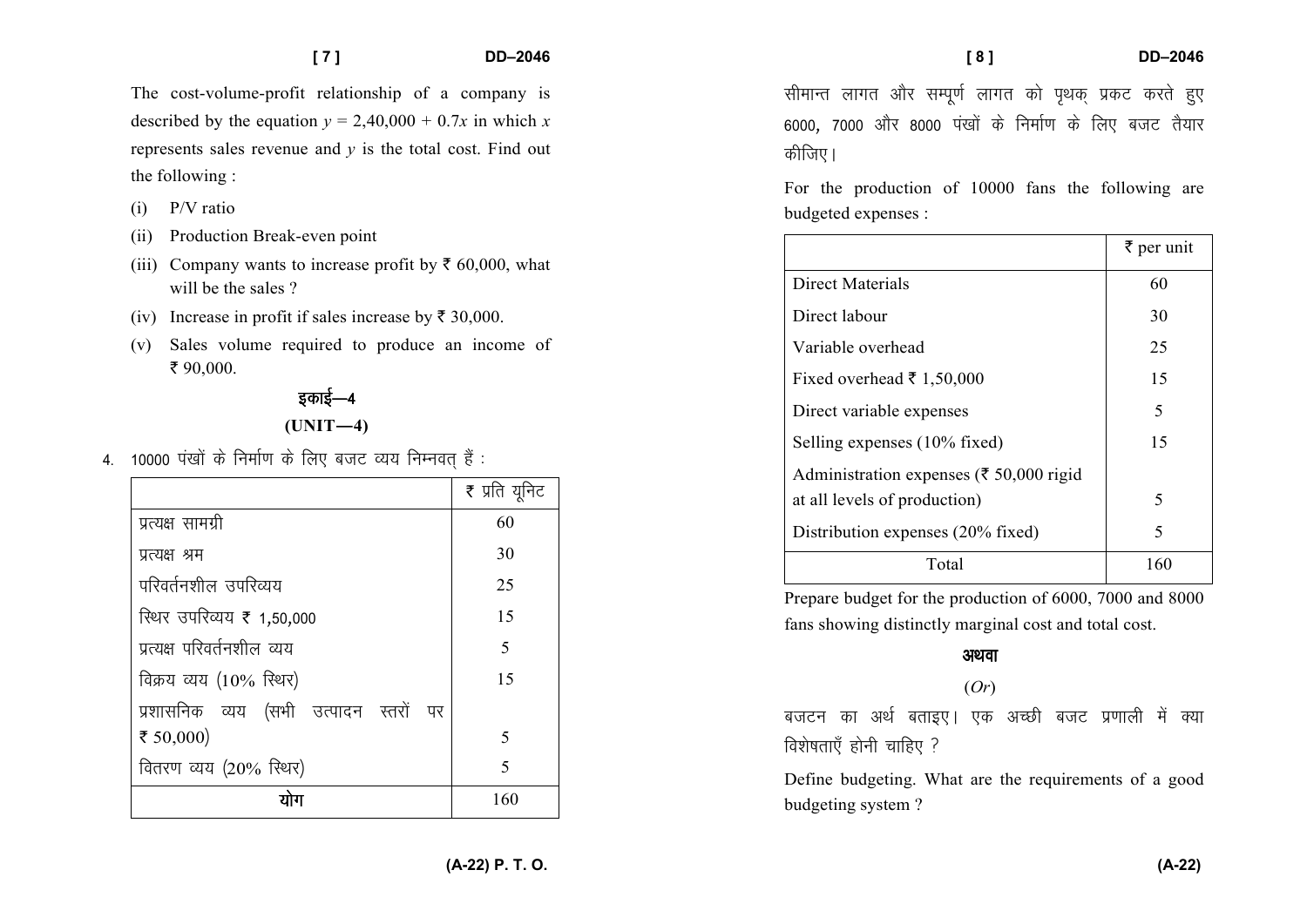The cost-volume-profit relationship of a company is described by the equation $y = 2,40,000 + 0.7x$ in which $x$ represents sales revenue and $y$ is the total cost. Find out the following :

(i) P/V ratio

(ii) Production Break-even point

(iii) Company wants to increase profit by ₹ 60,000, what will be the sales ?

(iv) Increase in profit if sales increase by ₹ 30,000.

(v) Sales volume required to produce an income of ₹ 90,000.

## इकाई—4

## (UNIT—4)

4. 10000 पंखों के निर्माण के लिए बजट व्यय निम्नवत् हैं :

| | ₹ प्रति यूनिट |
|---|---|
| प्रत्यक्ष सामग्री | 60 |
| प्रत्यक्ष श्रम | 30 |
| परिवर्तनशील उपरिव्यय | 25 |
| स्थिर उपरिव्यय ₹ 1,50,000 | 15 |
| प्रत्यक्ष परिवर्तनशील व्यय | 5 |
| विक्रय व्यय (10% स्थिर) | 15 |
| प्रशासनिक व्यय (सभी उत्पादन स्तरों पर ₹ 50,000) | 5 |
| वितरण व्यय (20% स्थिर) | 5 |
| **योग** | 160 |

सीमान्त लागत और सम्पूर्ण लागत को पृथक् प्रकट करते हुए 6000, 7000 और 8000 पंखों के निर्माण के लिए बजट तैयार कीजिए।

For the production of 10000 fans the following are budgeted expenses :

| | ₹ per unit |
|---|---|
| Direct Materials | 60 |
| Direct labour | 30 |
| Variable overhead | 25 |
| Fixed overhead ₹ 1,50,000 | 15 |
| Direct variable expenses | 5 |
| Selling expenses (10% fixed) | 15 |
| Administration expenses (₹ 50,000 rigid at all levels of production) | 5 |
| Distribution expenses (20% fixed) | 5 |
| Total | 160 |

Prepare budget for the production of 6000, 7000 and 8000 fans showing distinctly marginal cost and total cost.

**अथवा**

(*Or*)

बजटन का अर्थ बताइए। एक अच्छी बजट प्रणाली में क्या विशेषताएँ होनी चाहिए ?

Define budgeting. What are the requirements of a good budgeting system ?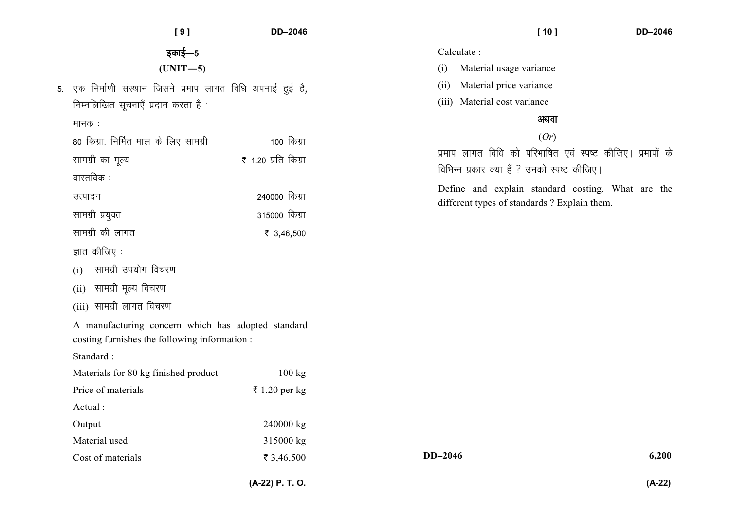## इकाई—5

## (UNIT—5)

5. एक निर्माणी संस्थान जिसने प्रमाप लागत विधि अपनाई हुई है, निम्नलिखित सूचनाएँ प्रदान करता है :

मानक :

| | |
|---|---|
| 80 किग्रा. निर्मित माल के लिए सामग्री | 100 किग्रा |
| सामग्री का मूल्य | ₹ 1.20 प्रति किग्रा |

वास्तविक :

| | |
|---|---|
| उत्पादन | 240000 किग्रा |
| सामग्री प्रयुक्त | 315000 किग्रा |
| सामग्री की लागत | ₹ 3,46,500 |

ज्ञात कीजिए :

(i) सामग्री उपयोग विचरण

(ii) सामग्री मूल्य विचरण

(iii) सामग्री लागत विचरण

A manufacturing concern which has adopted standard costing furnishes the following information :

Standard :

| | |
|---|---|
| Materials for 80 kg finished product | 100 kg |
| Price of materials | ₹ 1.20 per kg |

Actual :

| | |
|---|---|
| Output | 240000 kg |
| Material used | 315000 kg |
| Cost of materials | ₹ 3,46,500 |

Calculate :

(i) Material usage variance

(ii) Material price variance

(iii) Material cost variance

**अथवा**

(*Or*)

प्रमाप लागत विधि को परिभाषित एवं स्पष्ट कीजिए। प्रमापों के विभिन्न प्रकार क्या हैं ? उनको स्पष्ट कीजिए।

Define and explain standard costing. What are the different types of standards ? Explain them.